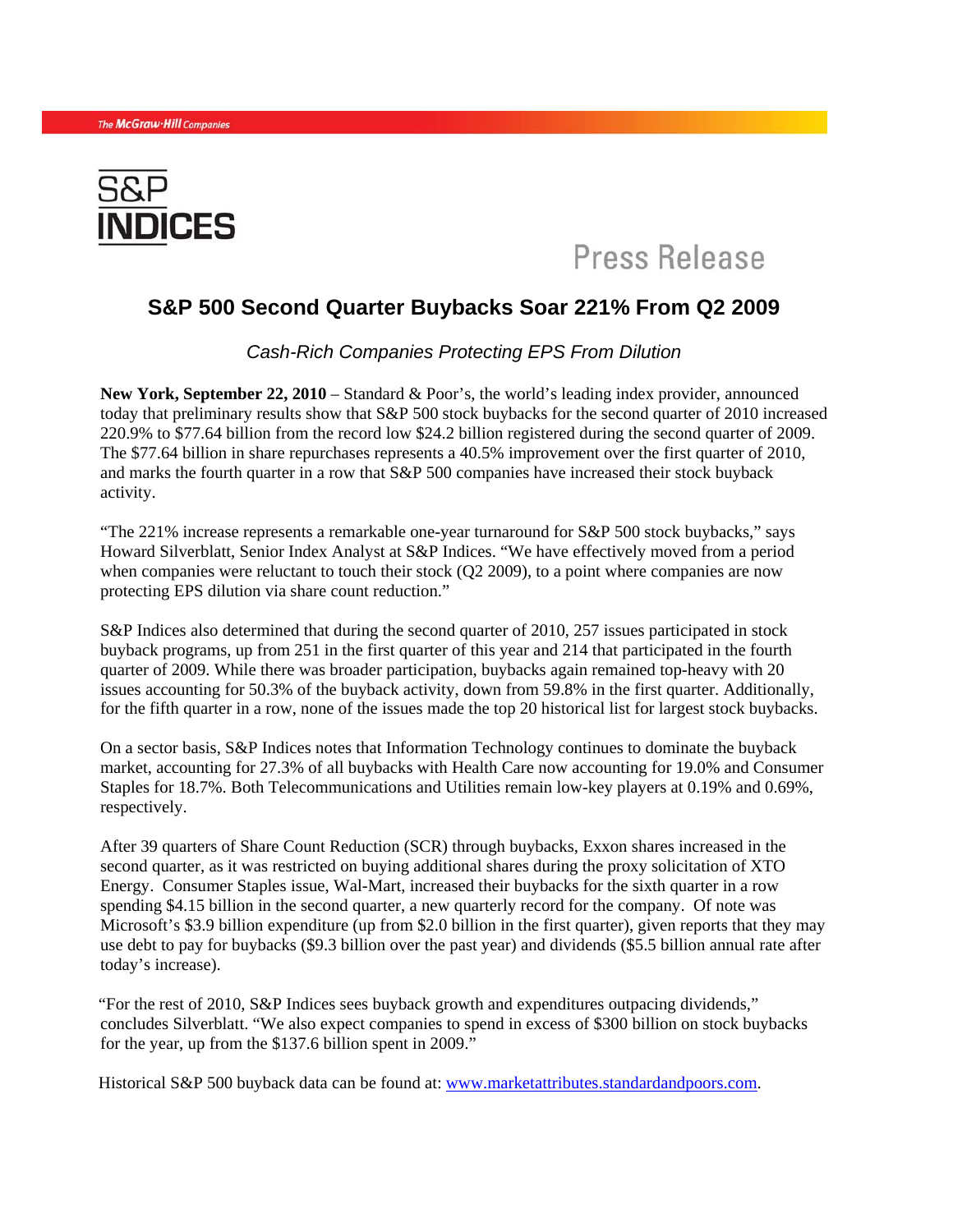The McGraw·Hill Companies

S&P INDICES

Press Release

## S&P 500 Second Quarter Buybacks Soar 221% From Q2 2009

*Cash-Rich Companies Protecting EPS From Dilution*

**New York, September 22, 2010** – Standard & Poor's, the world's leading index provider, announced today that preliminary results show that S&P 500 stock buybacks for the second quarter of 2010 increased 220.9% to $77.64 billion from the record low $24.2 billion registered during the second quarter of 2009. The $77.64 billion in share repurchases represents a 40.5% improvement over the first quarter of 2010, and marks the fourth quarter in a row that S&P 500 companies have increased their stock buyback activity.

"The 221% increase represents a remarkable one-year turnaround for S&P 500 stock buybacks," says Howard Silverblatt, Senior Index Analyst at S&P Indices. "We have effectively moved from a period when companies were reluctant to touch their stock (Q2 2009), to a point where companies are now protecting EPS dilution via share count reduction."

S&P Indices also determined that during the second quarter of 2010, 257 issues participated in stock buyback programs, up from 251 in the first quarter of this year and 214 that participated in the fourth quarter of 2009. While there was broader participation, buybacks again remained top-heavy with 20 issues accounting for 50.3% of the buyback activity, down from 59.8% in the first quarter. Additionally, for the fifth quarter in a row, none of the issues made the top 20 historical list for largest stock buybacks.

On a sector basis, S&P Indices notes that Information Technology continues to dominate the buyback market, accounting for 27.3% of all buybacks with Health Care now accounting for 19.0% and Consumer Staples for 18.7%. Both Telecommunications and Utilities remain low-key players at 0.19% and 0.69%, respectively.

After 39 quarters of Share Count Reduction (SCR) through buybacks, Exxon shares increased in the second quarter, as it was restricted on buying additional shares during the proxy solicitation of XTO Energy. Consumer Staples issue, Wal-Mart, increased their buybacks for the sixth quarter in a row spending $4.15 billion in the second quarter, a new quarterly record for the company. Of note was Microsoft's $3.9 billion expenditure (up from $2.0 billion in the first quarter), given reports that they may use debt to pay for buybacks ($9.3 billion over the past year) and dividends ($5.5 billion annual rate after today's increase).

"For the rest of 2010, S&P Indices sees buyback growth and expenditures outpacing dividends," concludes Silverblatt. "We also expect companies to spend in excess of $300 billion on stock buybacks for the year, up from the $137.6 billion spent in 2009."

Historical S&P 500 buyback data can be found at: [www.marketattributes.standardandpoors.com](www.marketattributes.standardandpoors.com).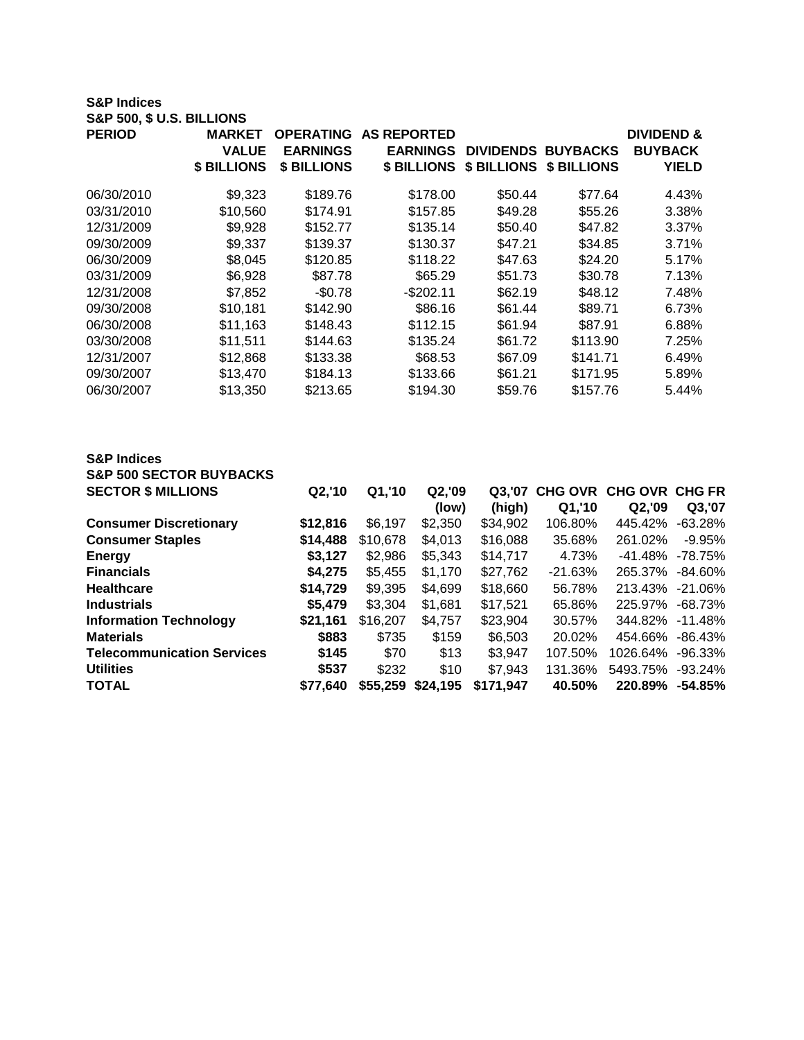**S&P Indices**
**S&P 500, $ U.S. BILLIONS**

| PERIOD | MARKET VALUE $ BILLIONS | OPERATING EARNINGS $ BILLIONS | AS REPORTED EARNINGS $ BILLIONS | DIVIDENDS $ BILLIONS | BUYBACKS $ BILLIONS | DIVIDEND & BUYBACK YIELD |
|---|---|---|---|---|---|---|
| 06/30/2010 | $9,323 | $189.76 | $178.00 | $50.44 | $77.64 | 4.43% |
| 03/31/2010 | $10,560 | $174.91 | $157.85 | $49.28 | $55.26 | 3.38% |
| 12/31/2009 | $9,928 | $152.77 | $135.14 | $50.40 | $47.82 | 3.37% |
| 09/30/2009 | $9,337 | $139.37 | $130.37 | $47.21 | $34.85 | 3.71% |
| 06/30/2009 | $8,045 | $120.85 | $118.22 | $47.63 | $24.20 | 5.17% |
| 03/31/2009 | $6,928 | $87.78 | $65.29 | $51.73 | $30.78 | 7.13% |
| 12/31/2008 | $7,852 | -$0.78 | -$202.11 | $62.19 | $48.12 | 7.48% |
| 09/30/2008 | $10,181 | $142.90 | $86.16 | $61.44 | $89.71 | 6.73% |
| 06/30/2008 | $11,163 | $148.43 | $112.15 | $61.94 | $87.91 | 6.88% |
| 03/30/2008 | $11,511 | $144.63 | $135.24 | $61.72 | $113.90 | 7.25% |
| 12/31/2007 | $12,868 | $133.38 | $68.53 | $67.09 | $141.71 | 6.49% |
| 09/30/2007 | $13,470 | $184.13 | $133.66 | $61.21 | $171.95 | 5.89% |
| 06/30/2007 | $13,350 | $213.65 | $194.30 | $59.76 | $157.76 | 5.44% |

**S&P Indices**
**S&P 500 SECTOR BUYBACKS**

| SECTOR $ MILLIONS | Q2,'10 | Q1,'10 | Q2,'09 (low) | Q3,'07 (high) | CHG OVR Q1,'10 | CHG OVR Q2,'09 | CHG FR Q3,'07 |
|---|---|---|---|---|---|---|---|
| **Consumer Discretionary** | **$12,816** | $6,197 | $2,350 | $34,902 | 106.80% | 445.42% | -63.28% |
| **Consumer Staples** | **$14,488** | $10,678 | $4,013 | $16,088 | 35.68% | 261.02% | -9.95% |
| **Energy** | **$3,127** | $2,986 | $5,343 | $14,717 | 4.73% | -41.48% | -78.75% |
| **Financials** | **$4,275** | $5,455 | $1,170 | $27,762 | -21.63% | 265.37% | -84.60% |
| **Healthcare** | **$14,729** | $9,395 | $4,699 | $18,660 | 56.78% | 213.43% | -21.06% |
| **Industrials** | **$5,479** | $3,304 | $1,681 | $17,521 | 65.86% | 225.97% | -68.73% |
| **Information Technology** | **$21,161** | $16,207 | $4,757 | $23,904 | 30.57% | 344.82% | -11.48% |
| **Materials** | **$883** | $735 | $159 | $6,503 | 20.02% | 454.66% | -86.43% |
| **Telecommunication Services** | **$145** | $70 | $13 | $3,947 | 107.50% | 1026.64% | -96.33% |
| **Utilities** | **$537** | $232 | $10 | $7,943 | 131.36% | 5493.75% | -93.24% |
| **TOTAL** | **$77,640** | **$55,259** | **$24,195** | **$171,947** | **40.50%** | **220.89%** | **-54.85%** |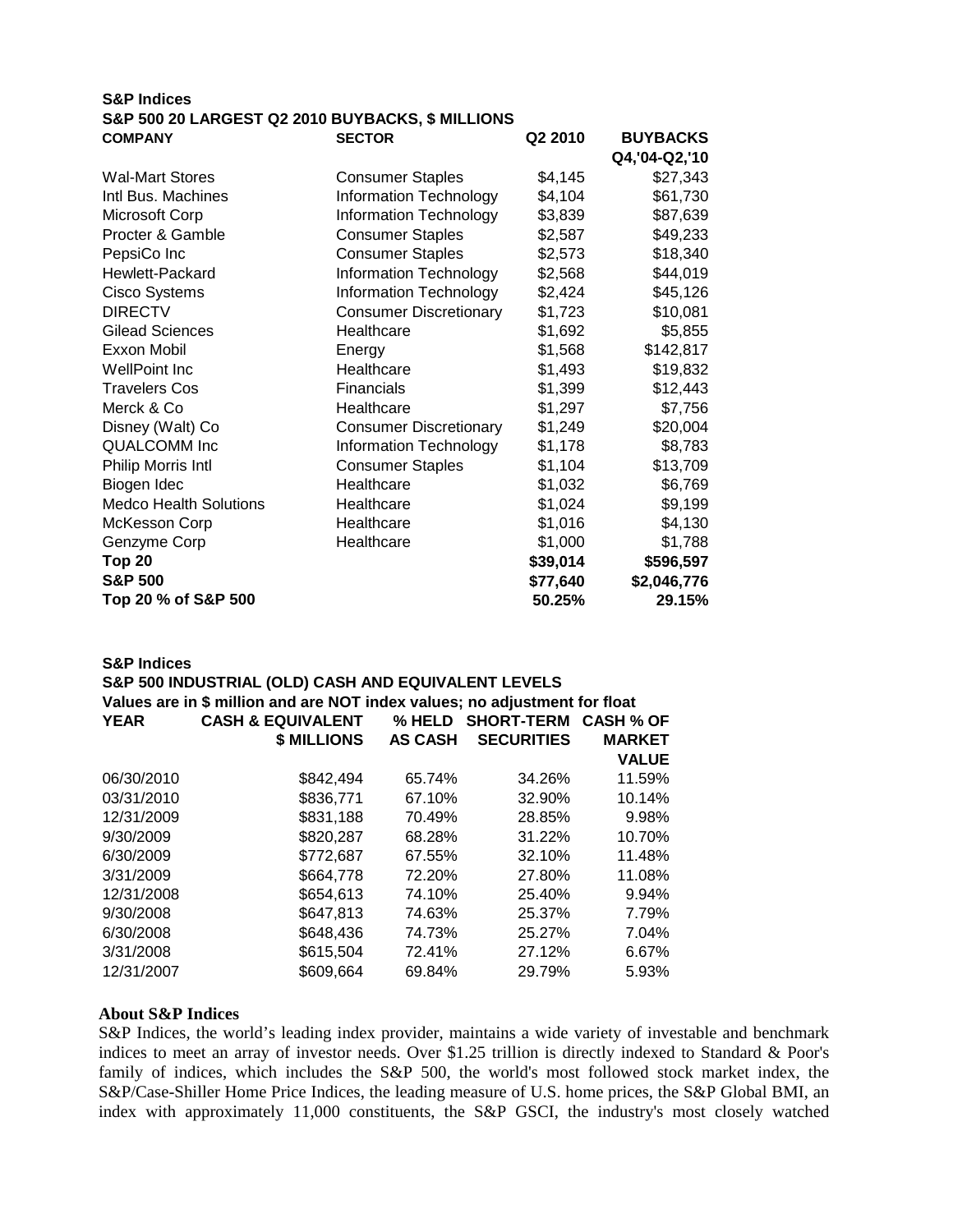**S&P Indices**

**S&P 500 20 LARGEST Q2 2010 BUYBACKS, $ MILLIONS**

| COMPANY | SECTOR | Q2 2010 | BUYBACKS Q4,'04-Q2,'10 |
|---|---|---|---|
| Wal-Mart Stores | Consumer Staples | $4,145 | $27,343 |
| Intl Bus. Machines | Information Technology | $4,104 | $61,730 |
| Microsoft Corp | Information Technology | $3,839 | $87,639 |
| Procter & Gamble | Consumer Staples | $2,587 | $49,233 |
| PepsiCo Inc | Consumer Staples | $2,573 | $18,340 |
| Hewlett-Packard | Information Technology | $2,568 | $44,019 |
| Cisco Systems | Information Technology | $2,424 | $45,126 |
| DIRECTV | Consumer Discretionary | $1,723 | $10,081 |
| Gilead Sciences | Healthcare | $1,692 | $5,855 |
| Exxon Mobil | Energy | $1,568 | $142,817 |
| WellPoint Inc | Healthcare | $1,493 | $19,832 |
| Travelers Cos | Financials | $1,399 | $12,443 |
| Merck & Co | Healthcare | $1,297 | $7,756 |
| Disney (Walt) Co | Consumer Discretionary | $1,249 | $20,004 |
| QUALCOMM Inc | Information Technology | $1,178 | $8,783 |
| Philip Morris Intl | Consumer Staples | $1,104 | $13,709 |
| Biogen Idec | Healthcare | $1,032 | $6,769 |
| Medco Health Solutions | Healthcare | $1,024 | $9,199 |
| McKesson Corp | Healthcare | $1,016 | $4,130 |
| Genzyme Corp | Healthcare | $1,000 | $1,788 |
| **Top 20** | | **$39,014** | **$596,597** |
| **S&P 500** | | **$77,640** | **$2,046,776** |
| **Top 20 % of S&P 500** | | **50.25%** | **29.15%** |

**S&P Indices**

**S&P 500 INDUSTRIAL (OLD) CASH AND EQUIVALENT LEVELS**

**Values are in $ million and are NOT index values; no adjustment for float**

| YEAR | CASH & EQUIVALENT $ MILLIONS | % HELD AS CASH | SHORT-TERM SECURITIES | CASH % OF MARKET VALUE |
|---|---|---|---|---|
| 06/30/2010 | $842,494 | 65.74% | 34.26% | 11.59% |
| 03/31/2010 | $836,771 | 67.10% | 32.90% | 10.14% |
| 12/31/2009 | $831,188 | 70.49% | 28.85% | 9.98% |
| 9/30/2009 | $820,287 | 68.28% | 31.22% | 10.70% |
| 6/30/2009 | $772,687 | 67.55% | 32.10% | 11.48% |
| 3/31/2009 | $664,778 | 72.20% | 27.80% | 11.08% |
| 12/31/2008 | $654,613 | 74.10% | 25.40% | 9.94% |
| 9/30/2008 | $647,813 | 74.63% | 25.37% | 7.79% |
| 6/30/2008 | $648,436 | 74.73% | 25.27% | 7.04% |
| 3/31/2008 | $615,504 | 72.41% | 27.12% | 6.67% |
| 12/31/2007 | $609,664 | 69.84% | 29.79% | 5.93% |

**About S&P Indices**

S&P Indices, the world's leading index provider, maintains a wide variety of investable and benchmark indices to meet an array of investor needs. Over $1.25 trillion is directly indexed to Standard & Poor's family of indices, which includes the S&P 500, the world's most followed stock market index, the S&P/Case-Shiller Home Price Indices, the leading measure of U.S. home prices, the S&P Global BMI, an index with approximately 11,000 constituents, the S&P GSCI, the industry's most closely watched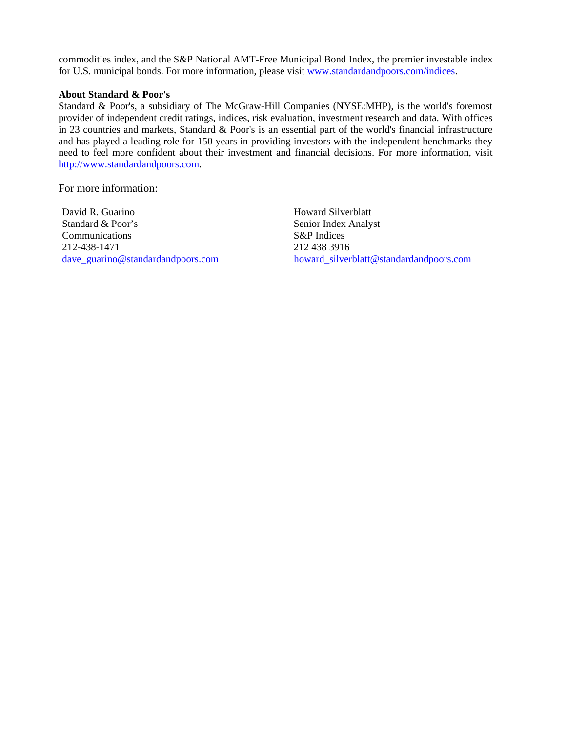commodities index, and the S&P National AMT-Free Municipal Bond Index, the premier investable index for U.S. municipal bonds. For more information, please visit www.standardandpoors.com/indices.

**About Standard & Poor's**

Standard & Poor's, a subsidiary of The McGraw-Hill Companies (NYSE:MHP), is the world's foremost provider of independent credit ratings, indices, risk evaluation, investment research and data. With offices in 23 countries and markets, Standard & Poor's is an essential part of the world's financial infrastructure and has played a leading role for 150 years in providing investors with the independent benchmarks they need to feel more confident about their investment and financial decisions. For more information, visit http://www.standardandpoors.com.

For more information:

David R. Guarino
Standard & Poor's
Communications
212-438-1471
dave_guarino@standardandpoors.com

Howard Silverblatt
Senior Index Analyst
S&P Indices
212 438 3916
howard_silverblatt@standardandpoors.com